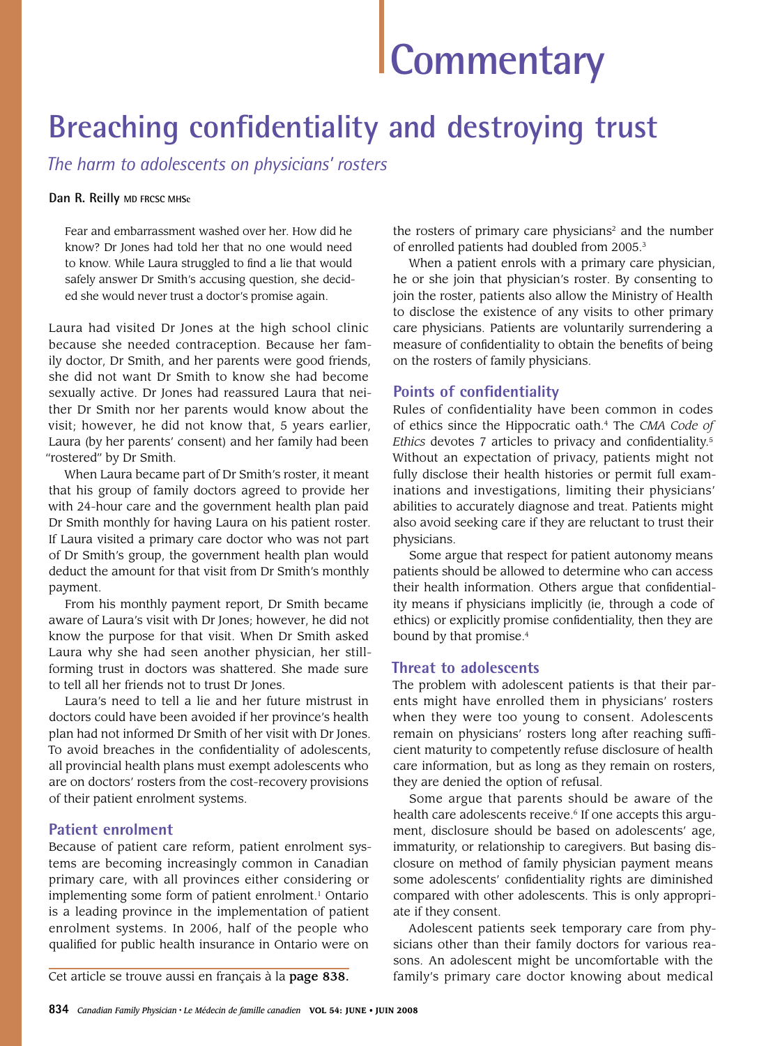# Commentary

# Breaching confidentiality and destroying trust

*The harm to adolescents on physicians' rosters*

**Dan R. Reilly** MD FRCSC MHSc

> Fear and embarrassment washed over her. How did he know? Dr Jones had told her that no one would need to know. While Laura struggled to find a lie that would safely answer Dr Smith's accusing question, she decided she would never trust a doctor's promise again.

Laura had visited Dr Jones at the high school clinic because she needed contraception. Because her family doctor, Dr Smith, and her parents were good friends, she did not want Dr Smith to know she had become sexually active. Dr Jones had reassured Laura that neither Dr Smith nor her parents would know about the visit; however, he did not know that, 5 years earlier, Laura (by her parents' consent) and her family had been "rostered" by Dr Smith.

When Laura became part of Dr Smith's roster, it meant that his group of family doctors agreed to provide her with 24-hour care and the government health plan paid Dr Smith monthly for having Laura on his patient roster. If Laura visited a primary care doctor who was not part of Dr Smith's group, the government health plan would deduct the amount for that visit from Dr Smith's monthly payment.

From his monthly payment report, Dr Smith became aware of Laura's visit with Dr Jones; however, he did not know the purpose for that visit. When Dr Smith asked Laura why she had seen another physician, her still-forming trust in doctors was shattered. She made sure to tell all her friends not to trust Dr Jones.

Laura's need to tell a lie and her future mistrust in doctors could have been avoided if her province's health plan had not informed Dr Smith of her visit with Dr Jones. To avoid breaches in the confidentiality of adolescents, all provincial health plans must exempt adolescents who are on doctors' rosters from the cost-recovery provisions of their patient enrolment systems.

## Patient enrolment

Because of patient care reform, patient enrolment systems are becoming increasingly common in Canadian primary care, with all provinces either considering or implementing some form of patient enrolment.[1] Ontario is a leading province in the implementation of patient enrolment systems. In 2006, half of the people who qualified for public health insurance in Ontario were on the rosters of primary care physicians[2] and the number of enrolled patients had doubled from 2005.[3]

When a patient enrols with a primary care physician, he or she join that physician's roster. By consenting to join the roster, patients also allow the Ministry of Health to disclose the existence of any visits to other primary care physicians. Patients are voluntarily surrendering a measure of confidentiality to obtain the benefits of being on the rosters of family physicians.

## Points of confidentiality

Rules of confidentiality have been common in codes of ethics since the Hippocratic oath.[4] The *CMA Code of Ethics* devotes 7 articles to privacy and confidentiality.[5] Without an expectation of privacy, patients might not fully disclose their health histories or permit full examinations and investigations, limiting their physicians' abilities to accurately diagnose and treat. Patients might also avoid seeking care if they are reluctant to trust their physicians.

Some argue that respect for patient autonomy means patients should be allowed to determine who can access their health information. Others argue that confidentiality means if physicians implicitly (ie, through a code of ethics) or explicitly promise confidentiality, then they are bound by that promise.[4]

## Threat to adolescents

The problem with adolescent patients is that their parents might have enrolled them in physicians' rosters when they were too young to consent. Adolescents remain on physicians' rosters long after reaching sufficient maturity to competently refuse disclosure of health care information, but as long as they remain on rosters, they are denied the option of refusal.

Some argue that parents should be aware of the health care adolescents receive.[6] If one accepts this argument, disclosure should be based on adolescents' age, immaturity, or relationship to caregivers. But basing disclosure on method of family physician payment means some adolescents' confidentiality rights are diminished compared with other adolescents. This is only appropriate if they consent.

Adolescent patients seek temporary care from physicians other than their family doctors for various reasons. An adolescent might be uncomfortable with the family's primary care doctor knowing about medical

Cet article se trouve aussi en français à la **page 838.**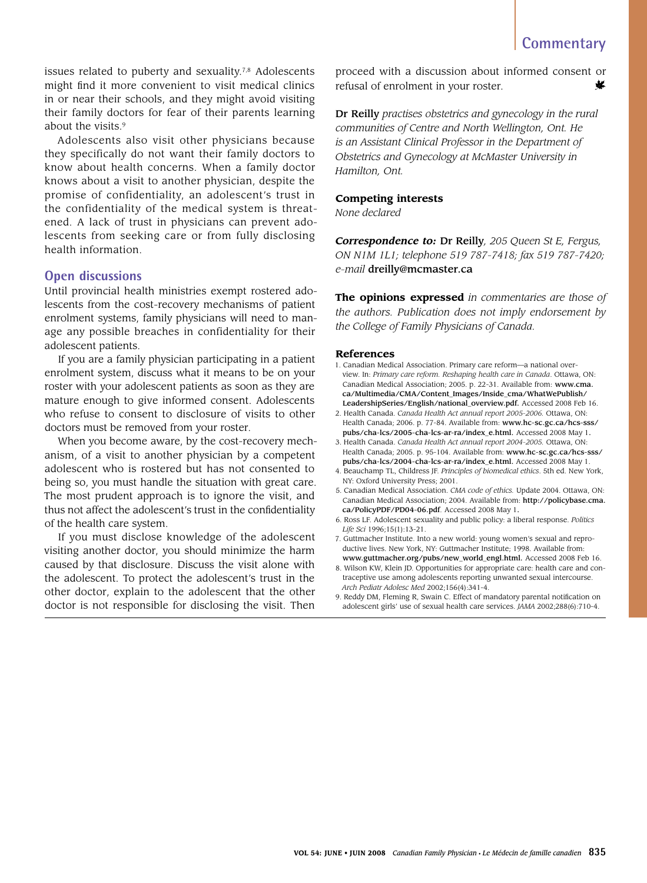issues related to puberty and sexuality.[7,8] Adolescents might find it more convenient to visit medical clinics in or near their schools, and they might avoid visiting their family doctors for fear of their parents learning about the visits.[9]

Adolescents also visit other physicians because they specifically do not want their family doctors to know about health concerns. When a family doctor knows about a visit to another physician, despite the promise of confidentiality, an adolescent's trust in the confidentiality of the medical system is threatened. A lack of trust in physicians can prevent adolescents from seeking care or from fully disclosing health information.

## Open discussions

Until provincial health ministries exempt rostered adolescents from the cost-recovery mechanisms of patient enrolment systems, family physicians will need to manage any possible breaches in confidentiality for their adolescent patients.

If you are a family physician participating in a patient enrolment system, discuss what it means to be on your roster with your adolescent patients as soon as they are mature enough to give informed consent. Adolescents who refuse to consent to disclosure of visits to other doctors must be removed from your roster.

When you become aware, by the cost-recovery mechanism, of a visit to another physician by a competent adolescent who is rostered but has not consented to being so, you must handle the situation with great care. The most prudent approach is to ignore the visit, and thus not affect the adolescent's trust in the confidentiality of the health care system.

If you must disclose knowledge of the adolescent visiting another doctor, you should minimize the harm caused by that disclosure. Discuss the visit alone with the adolescent. To protect the adolescent's trust in the other doctor, explain to the adolescent that the other doctor is not responsible for disclosing the visit. Then proceed with a discussion about informed consent or refusal of enrolment in your roster.

**Dr Reilly** *practises obstetrics and gynecology in the rural communities of Centre and North Wellington, Ont. He is an Assistant Clinical Professor in the Department of Obstetrics and Gynecology at McMaster University in Hamilton, Ont.*

### Competing interests

*None declared*

***Correspondence to:*** **Dr Reilly**, *205 Queen St E, Fergus, ON N1M 1L1; telephone 519 787-7418; fax 519 787-7420; e-mail* **dreilly@mcmaster.ca**

**The opinions expressed** *in commentaries are those of the authors. Publication does not imply endorsement by the College of Family Physicians of Canada.*

### References

1. Canadian Medical Association. Primary care reform—a national overview. In: *Primary care reform. Reshaping health care in Canada*. Ottawa, ON: Canadian Medical Association; 2005. p. 22-31. Available from: **www.cma.ca/Multimedia/CMA/Content_Images/Inside_cma/WhatWePublish/LeadershipSeries/English/national_overview.pdf.** Accessed 2008 Feb 16.
2. Health Canada. *Canada Health Act annual report 2005-2006.* Ottawa, ON: Health Canada; 2006. p. 77-84. Available from: **www.hc-sc.gc.ca/hcs-sss/pubs/cha-lcs/2005-cha-lcs-ar-ra/index_e.html.** Accessed 2008 May 1.
3. Health Canada. *Canada Health Act annual report 2004-2005.* Ottawa, ON: Health Canada; 2005. p. 95-104. Available from: **www.hc-sc.gc.ca/hcs-sss/pubs/cha-lcs/2004-cha-lcs-ar-ra/index_e.html.** Accessed 2008 May 1.
4. Beauchamp TL, Childress JF. *Principles of biomedical ethics*. 5th ed. New York, NY: Oxford University Press; 2001.
5. Canadian Medical Association. *CMA code of ethics.* Update 2004. Ottawa, ON: Canadian Medical Association; 2004. Available from: **http://policybase.cma.ca/PolicyPDF/PD04-06.pdf**. Accessed 2008 May 1.
6. Ross LF. Adolescent sexuality and public policy: a liberal response. *Politics Life Sci* 1996;15(1):13-21.
7. Guttmacher Institute. Into a new world: young women's sexual and reproductive lives. New York, NY: Guttmacher Institute; 1998. Available from: **www.guttmacher.org/pubs/new_world_engl.html.** Accessed 2008 Feb 16.
8. Wilson KW, Klein JD. Opportunities for appropriate care: health care and contraceptive use among adolescents reporting unwanted sexual intercourse. *Arch Pediatr Adolesc Med* 2002;156(4):341-4.
9. Reddy DM, Fleming R, Swain C. Effect of mandatory parental notification on adolescent girls' use of sexual health care services. *JAMA* 2002;288(6):710-4.